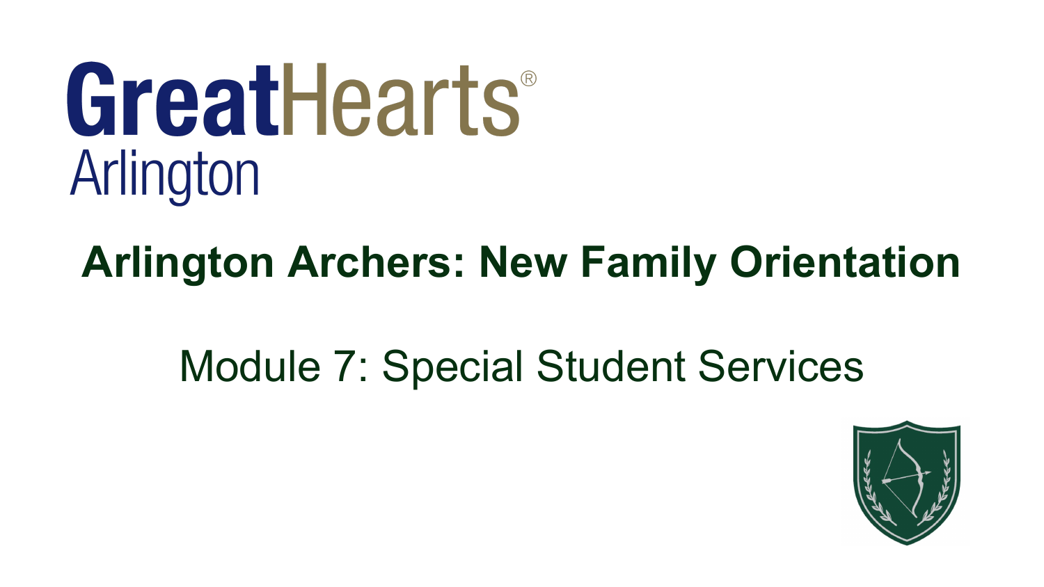# GreatHearts® Arlington

## Arlington Archers: New Family Orientation

Module 7: Special Student Services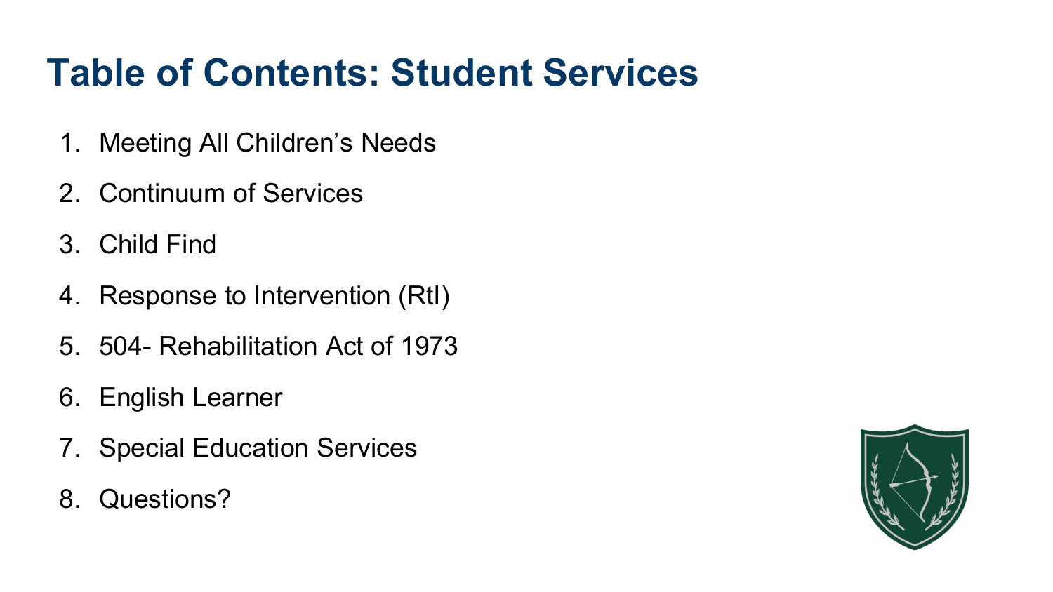# Table of Contents: Student Services

1. Meeting All Children's Needs
2. Continuum of Services
3. Child Find
4. Response to Intervention (RtI)
5. 504- Rehabilitation Act of 1973
6. English Learner
7. Special Education Services
8. Questions?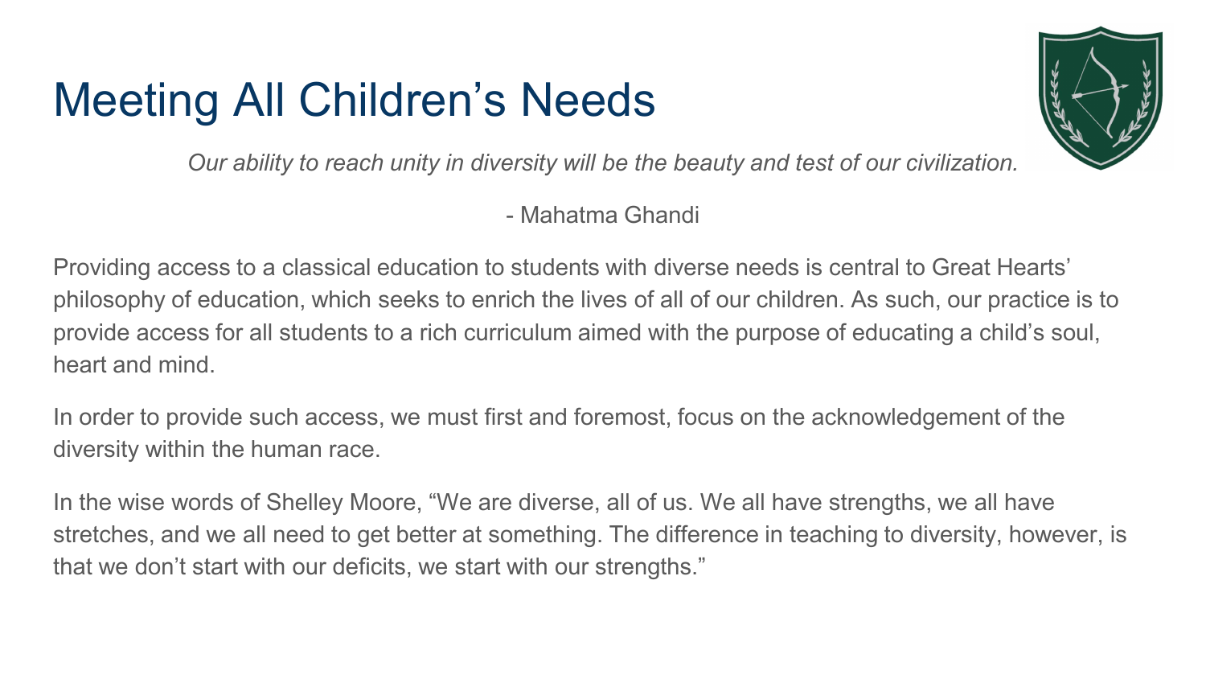# Meeting All Children's Needs

*Our ability to reach unity in diversity will be the beauty and test of our civilization.*

- Mahatma Ghandi

Providing access to a classical education to students with diverse needs is central to Great Hearts' philosophy of education, which seeks to enrich the lives of all of our children. As such, our practice is to provide access for all students to a rich curriculum aimed with the purpose of educating a child's soul, heart and mind.

In order to provide such access, we must first and foremost, focus on the acknowledgement of the diversity within the human race.

In the wise words of Shelley Moore, "We are diverse, all of us. We all have strengths, we all have stretches, and we all need to get better at something. The difference in teaching to diversity, however, is that we don't start with our deficits, we start with our strengths."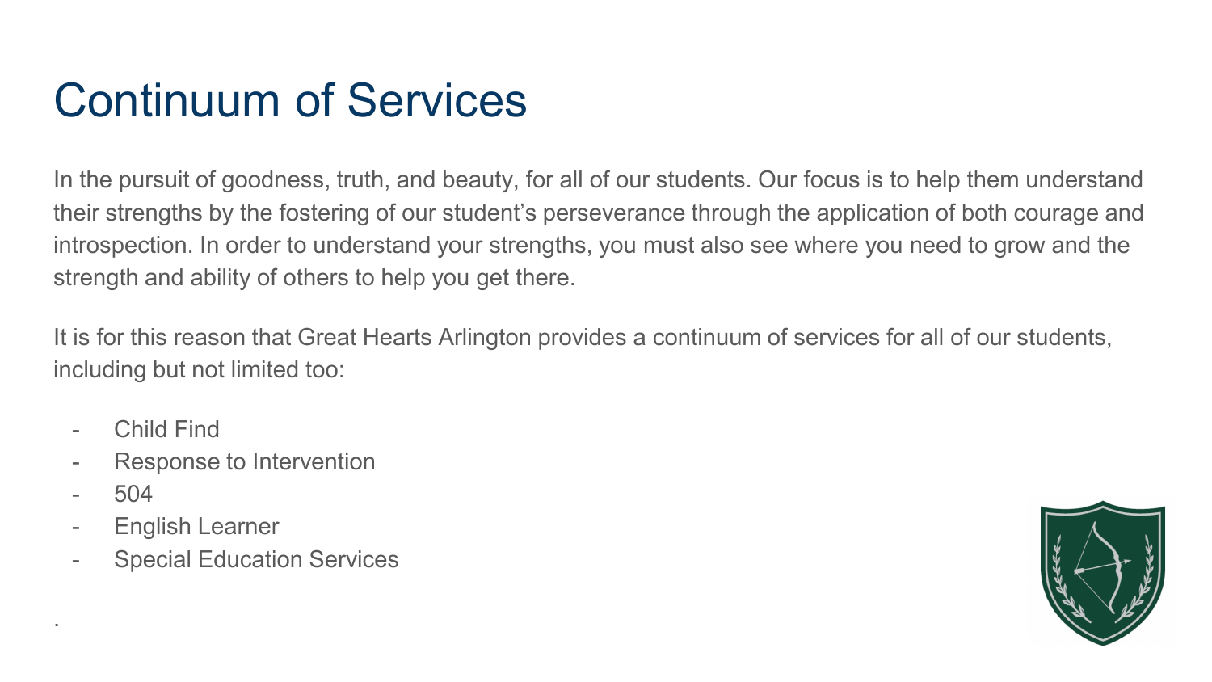# Continuum of Services

In the pursuit of goodness, truth, and beauty, for all of our students. Our focus is to help them understand their strengths by the fostering of our student's perseverance through the application of both courage and introspection. In order to understand your strengths, you must also see where you need to grow and the strength and ability of others to help you get there.

It is for this reason that Great Hearts Arlington provides a continuum of services for all of our students, including but not limited too:

- Child Find
- Response to Intervention
- 504
- English Learner
- Special Education Services

.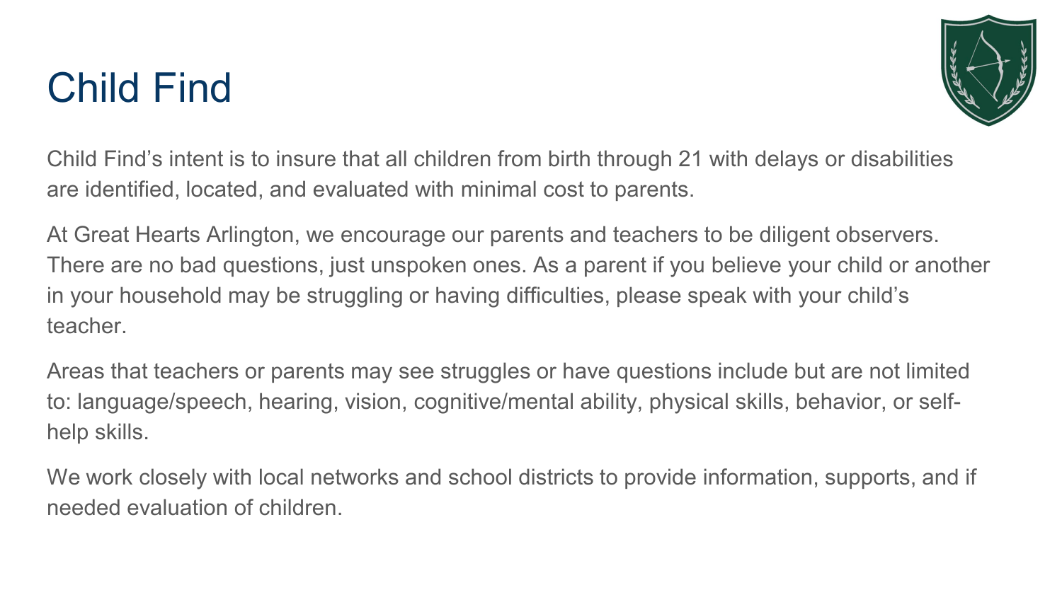# Child Find

Child Find's intent is to insure that all children from birth through 21 with delays or disabilities are identified, located, and evaluated with minimal cost to parents.

At Great Hearts Arlington, we encourage our parents and teachers to be diligent observers. There are no bad questions, just unspoken ones. As a parent if you believe your child or another in your household may be struggling or having difficulties, please speak with your child's teacher.

Areas that teachers or parents may see struggles or have questions include but are not limited to: language/speech, hearing, vision, cognitive/mental ability, physical skills, behavior, or self-help skills.

We work closely with local networks and school districts to provide information, supports, and if needed evaluation of children.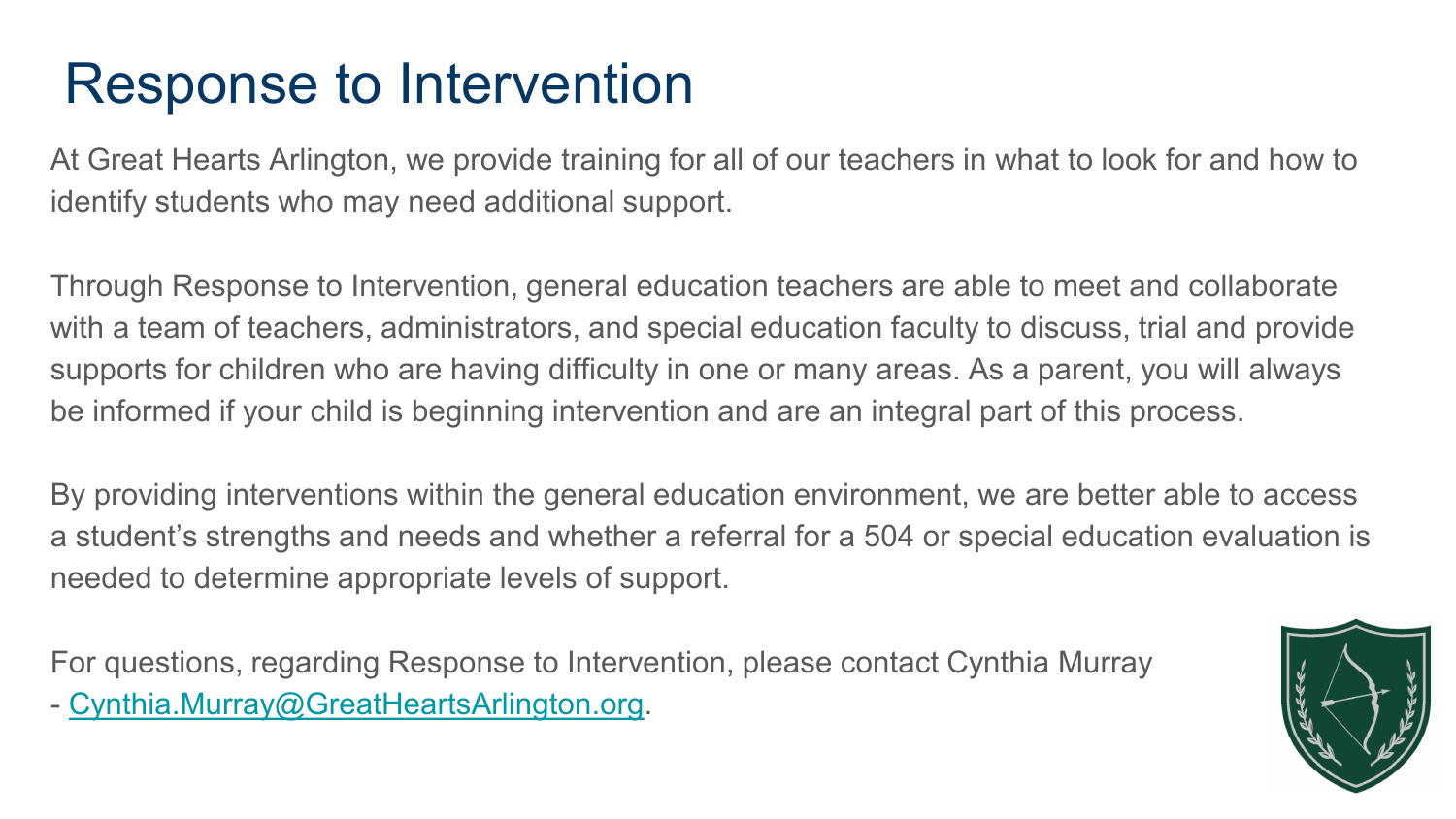# Response to Intervention

At Great Hearts Arlington, we provide training for all of our teachers in what to look for and how to identify students who may need additional support.

Through Response to Intervention, general education teachers are able to meet and collaborate with a team of teachers, administrators, and special education faculty to discuss, trial and provide supports for children who are having difficulty in one or many areas. As a parent, you will always be informed if your child is beginning intervention and are an integral part of this process.

By providing interventions within the general education environment, we are better able to access a student's strengths and needs and whether a referral for a 504 or special education evaluation is needed to determine appropriate levels of support.

For questions, regarding Response to Intervention, please contact Cynthia Murray - [Cynthia.Murray@GreatHeartsArlington.org](mailto:Cynthia.Murray@GreatHeartsArlington.org).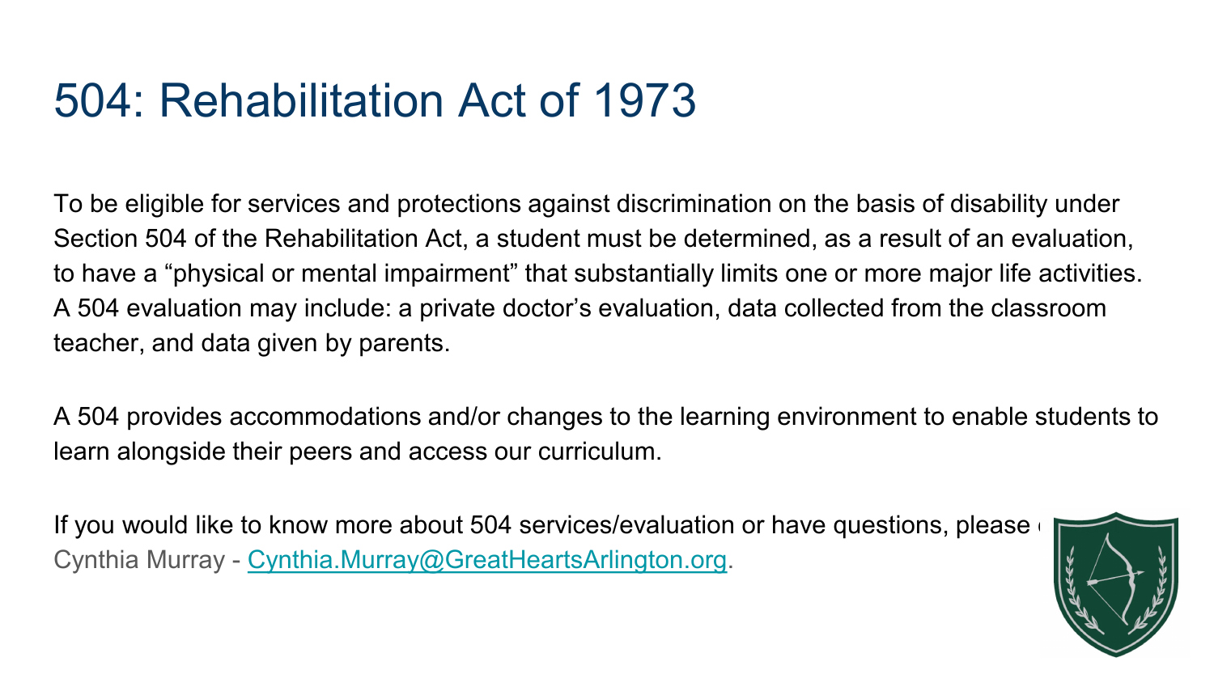# 504: Rehabilitation Act of 1973

To be eligible for services and protections against discrimination on the basis of disability under Section 504 of the Rehabilitation Act, a student must be determined, as a result of an evaluation, to have a "physical or mental impairment" that substantially limits one or more major life activities. A 504 evaluation may include: a private doctor's evaluation, data collected from the classroom teacher, and data given by parents.

A 504 provides accommodations and/or changes to the learning environment to enable students to learn alongside their peers and access our curriculum.

If you would like to know more about 504 services/evaluation or have questions, please c
Cynthia Murray - [Cynthia.Murray@GreatHeartsArlington.org](mailto:Cynthia.Murray@GreatHeartsArlington.org).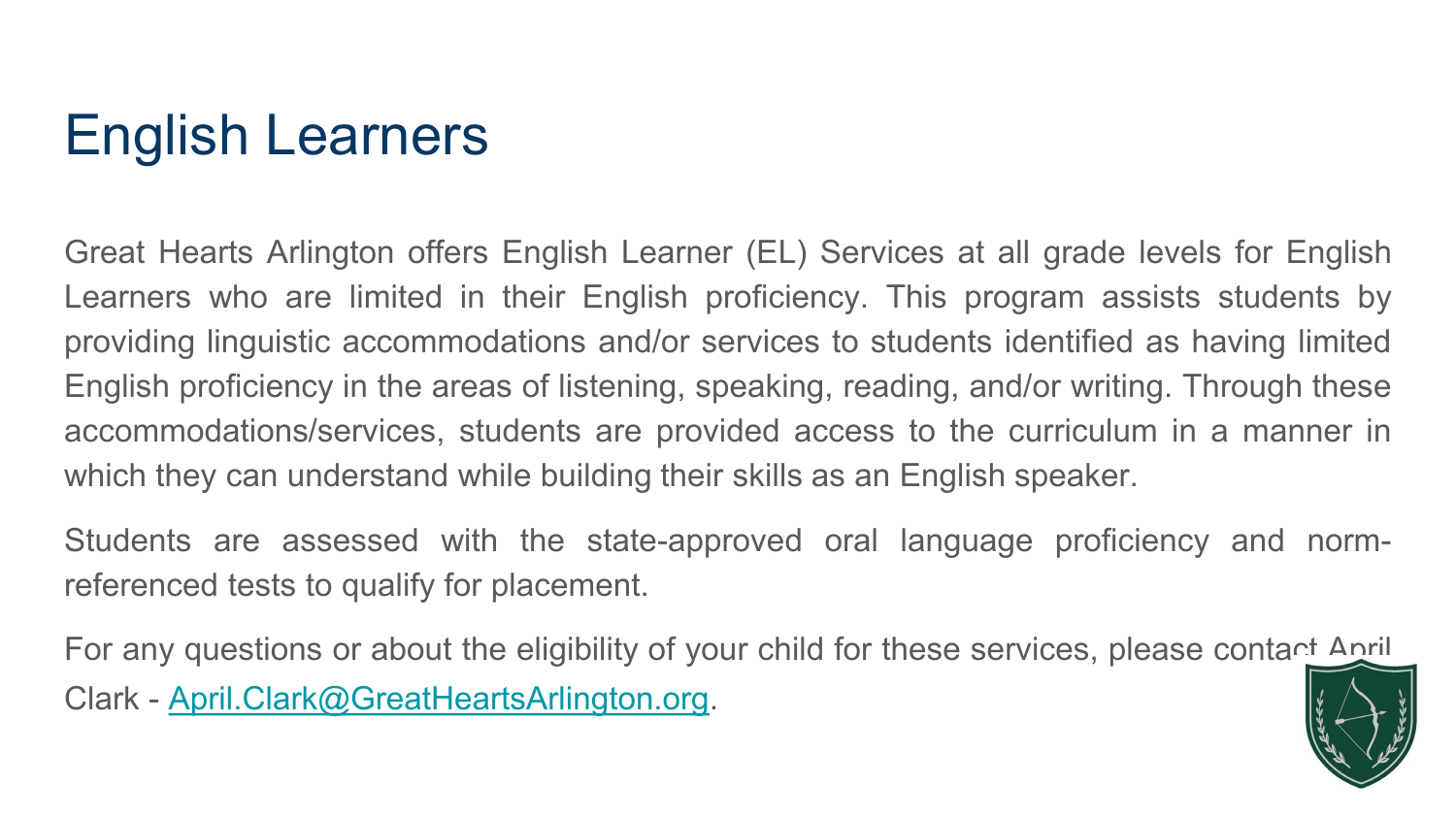# English Learners

Great Hearts Arlington offers English Learner (EL) Services at all grade levels for English Learners who are limited in their English proficiency. This program assists students by providing linguistic accommodations and/or services to students identified as having limited English proficiency in the areas of listening, speaking, reading, and/or writing. Through these accommodations/services, students are provided access to the curriculum in a manner in which they can understand while building their skills as an English speaker.

Students are assessed with the state-approved oral language proficiency and norm-referenced tests to qualify for placement.

For any questions or about the eligibility of your child for these services, please contact April Clark - April.Clark@GreatHeartsArlington.org.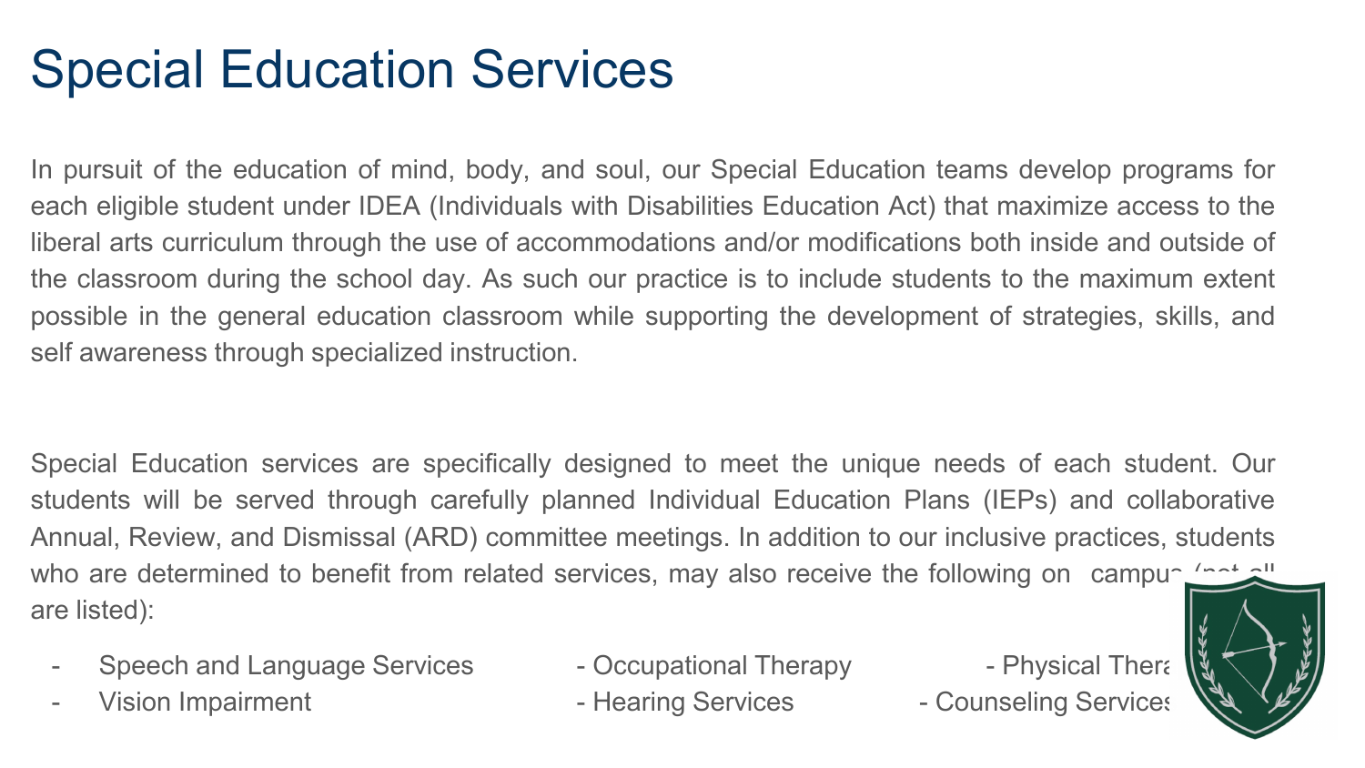# Special Education Services

In pursuit of the education of mind, body, and soul, our Special Education teams develop programs for each eligible student under IDEA (Individuals with Disabilities Education Act) that maximize access to the liberal arts curriculum through the use of accommodations and/or modifications both inside and outside of the classroom during the school day. As such our practice is to include students to the maximum extent possible in the general education classroom while supporting the development of strategies, skills, and self awareness through specialized instruction.

Special Education services are specifically designed to meet the unique needs of each student. Our students will be served through carefully planned Individual Education Plans (IEPs) and collaborative Annual, Review, and Dismissal (ARD) committee meetings. In addition to our inclusive practices, students who are determined to benefit from related services, may also receive the following on campus (not all are listed):

- Speech and Language Services
- Occupational Therapy
- Physical Therapy
- Vision Impairment
- Hearing Services
- Counseling Services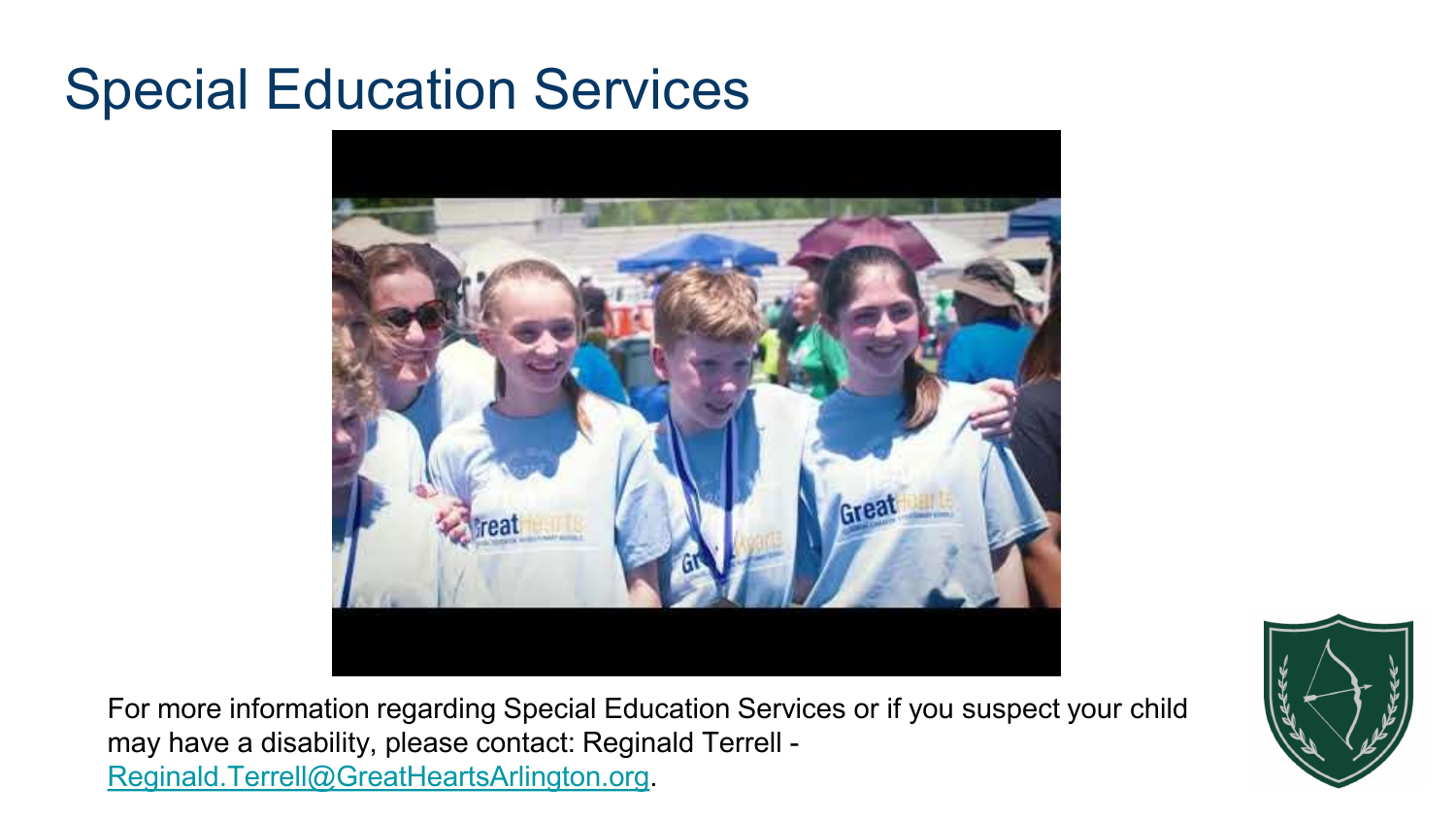# Special Education Services

For more information regarding Special Education Services or if you suspect your child may have a disability, please contact: Reginald Terrell - [Reginald.Terrell@GreatHeartsArlington.org](mailto:Reginald.Terrell@GreatHeartsArlington.org).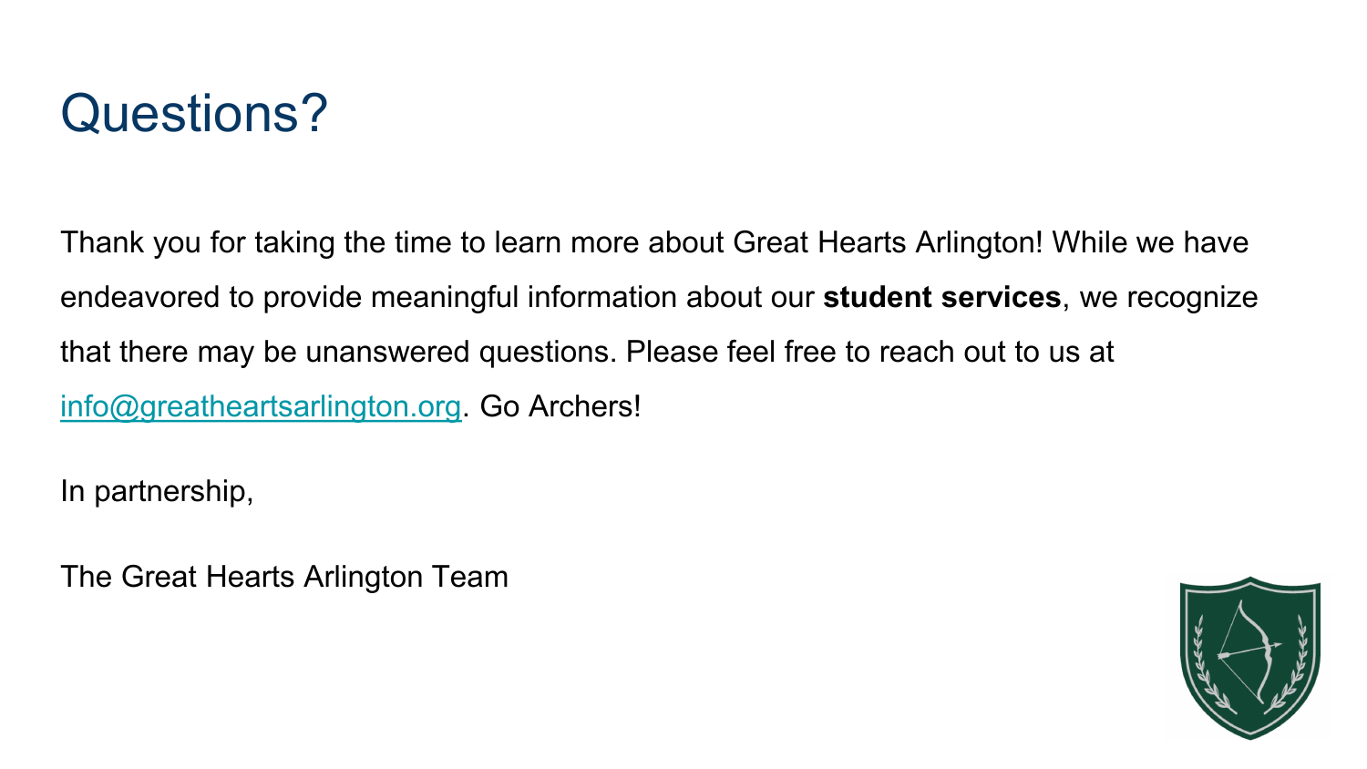# Questions?

Thank you for taking the time to learn more about Great Hearts Arlington! While we have endeavored to provide meaningful information about our **student services**, we recognize that there may be unanswered questions. Please feel free to reach out to us at info@greatheartsarlington.org. Go Archers!

In partnership,

The Great Hearts Arlington Team